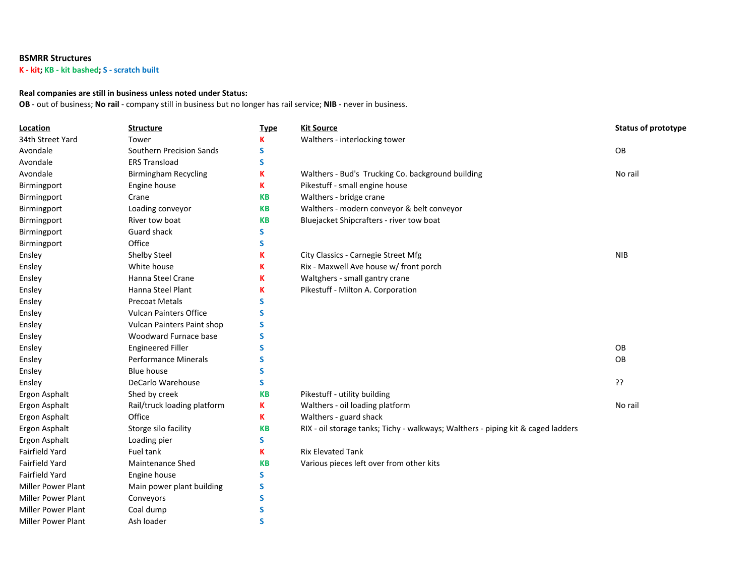**BSMRR Structures**

**K - kit**; **KB - kit bashed**; **S - scratch built**

**Real companies are still in business unless noted under Status:**

**OB** - out of business; **No rail** - company still in business but no longer has rail service; **NIB** - never in business.

| Location | Structure | Type | Kit Source | Status of prototype |
|---|---|---|---|---|
| 34th Street Yard | Tower | K | Walthers - interlocking tower | |
| Avondale | Southern Precision Sands | S | | OB |
| Avondale | ERS Transload | S | | |
| Avondale | Birmingham Recycling | K | Walthers - Bud's  Trucking Co. background building | No rail |
| Birmingport | Engine house | K | Pikestuff - small engine house | |
| Birmingport | Crane | KB | Walthers - bridge crane | |
| Birmingport | Loading conveyor | KB | Walthers - modern conveyor & belt conveyor | |
| Birmingport | River tow boat | KB | Bluejacket Shipcrafters - river tow boat | |
| Birmingport | Guard shack | S | | |
| Birmingport | Office | S | | |
| Ensley | Shelby Steel | K | City Classics - Carnegie Street Mfg | NIB |
| Ensley | White house | K | Rix - Maxwell Ave house w/ front porch | |
| Ensley | Hanna Steel Crane | K | Waltghers - small gantry crane | |
| Ensley | Hanna Steel Plant | K | Pikestuff - Milton A. Corporation | |
| Ensley | Precoat Metals | S | | |
| Ensley | Vulcan Painters Office | S | | |
| Ensley | Vulcan Painters Paint shop | S | | |
| Ensley | Woodward Furnace base | S | | |
| Ensley | Engineered Filler | S | | OB |
| Ensley | Performance Minerals | S | | OB |
| Ensley | Blue house | S | | |
| Ensley | DeCarlo Warehouse | S | | ?? |
| Ergon Asphalt | Shed by creek | KB | Pikestuff - utility building | |
| Ergon Asphalt | Rail/truck loading platform | K | Walthers - oil loading platform | No rail |
| Ergon Asphalt | Office | K | Walthers - guard shack | |
| Ergon Asphalt | Storge silo facility | KB | RIX - oil storage tanks; Tichy - walkways; Walthers - piping kit & caged ladders | |
| Ergon Asphalt | Loading pier | S | | |
| Fairfield Yard | Fuel tank | K | Rix Elevated Tank | |
| Fairfield Yard | Maintenance Shed | KB | Various pieces left over from other kits | |
| Fairfield Yard | Engine house | S | | |
| Miller Power Plant | Main power plant building | S | | |
| Miller Power Plant | Conveyors | S | | |
| Miller Power Plant | Coal dump | S | | |
| Miller Power Plant | Ash loader | S | | |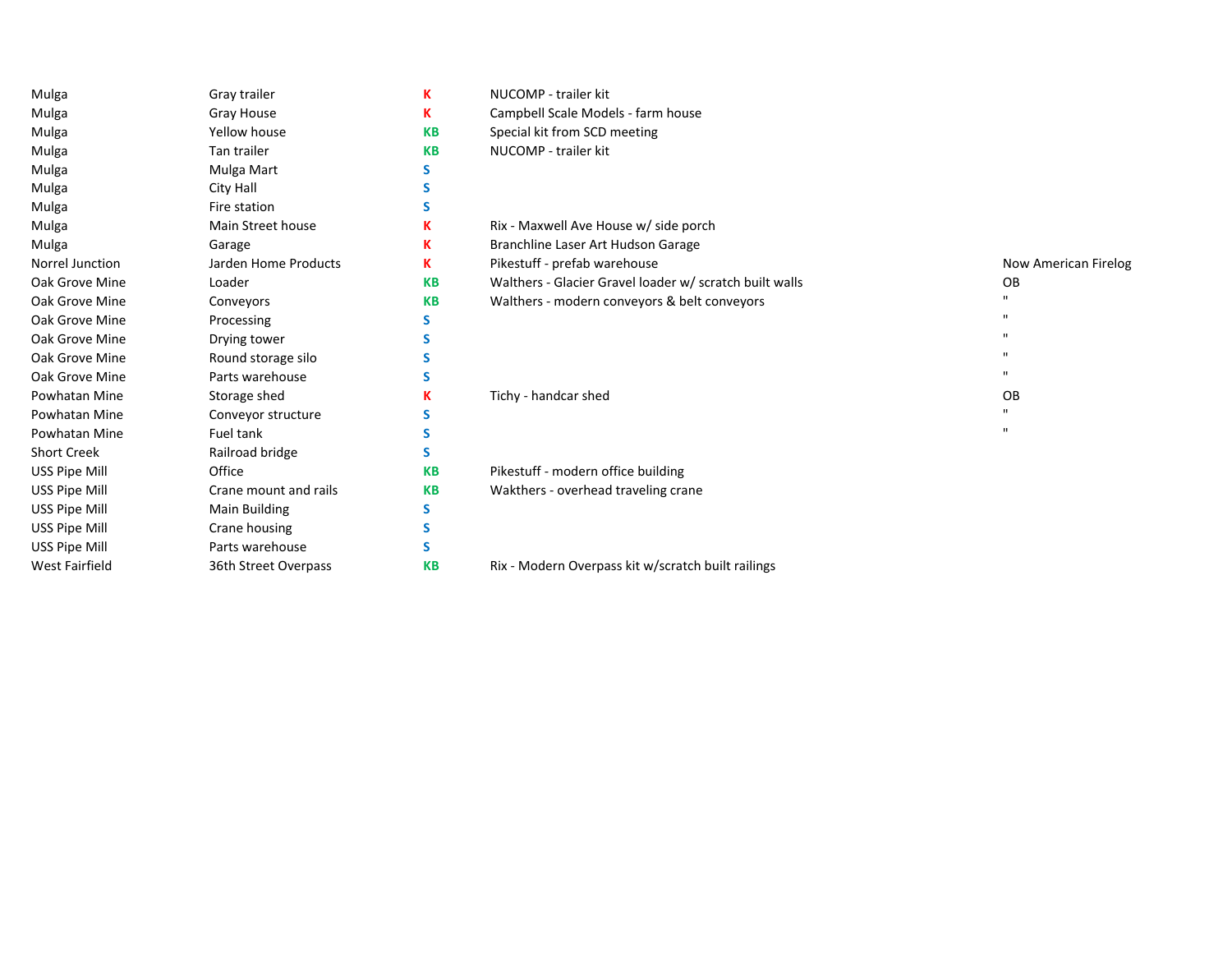| | | | | |
|---|---|---|---|---|
| Mulga | Gray trailer | K | NUCOMP - trailer kit | |
| Mulga | Gray House | K | Campbell Scale Models - farm house | |
| Mulga | Yellow house | KB | Special kit from SCD meeting | |
| Mulga | Tan trailer | KB | NUCOMP - trailer kit | |
| Mulga | Mulga Mart | S | | |
| Mulga | City Hall | S | | |
| Mulga | Fire station | S | | |
| Mulga | Main Street house | K | Rix - Maxwell Ave House w/ side porch | |
| Mulga | Garage | K | Branchline Laser Art Hudson Garage | |
| Norrel Junction | Jarden Home Products | K | Pikestuff - prefab warehouse | Now American Firelog |
| Oak Grove Mine | Loader | KB | Walthers - Glacier Gravel loader w/ scratch built walls | OB |
| Oak Grove Mine | Conveyors | KB | Walthers - modern conveyors & belt conveyors | " |
| Oak Grove Mine | Processing | S | | " |
| Oak Grove Mine | Drying tower | S | | " |
| Oak Grove Mine | Round storage silo | S | | " |
| Oak Grove Mine | Parts warehouse | S | | " |
| Powhatan Mine | Storage shed | K | Tichy - handcar shed | OB |
| Powhatan Mine | Conveyor structure | S | | " |
| Powhatan Mine | Fuel tank | S | | " |
| Short Creek | Railroad bridge | S | | |
| USS Pipe Mill | Office | KB | Pikestuff - modern office building | |
| USS Pipe Mill | Crane mount and rails | KB | Wakthers - overhead traveling crane | |
| USS Pipe Mill | Main Building | S | | |
| USS Pipe Mill | Crane housing | S | | |
| USS Pipe Mill | Parts warehouse | S | | |
| West Fairfield | 36th Street Overpass | KB | Rix - Modern Overpass kit w/scratch built railings | |